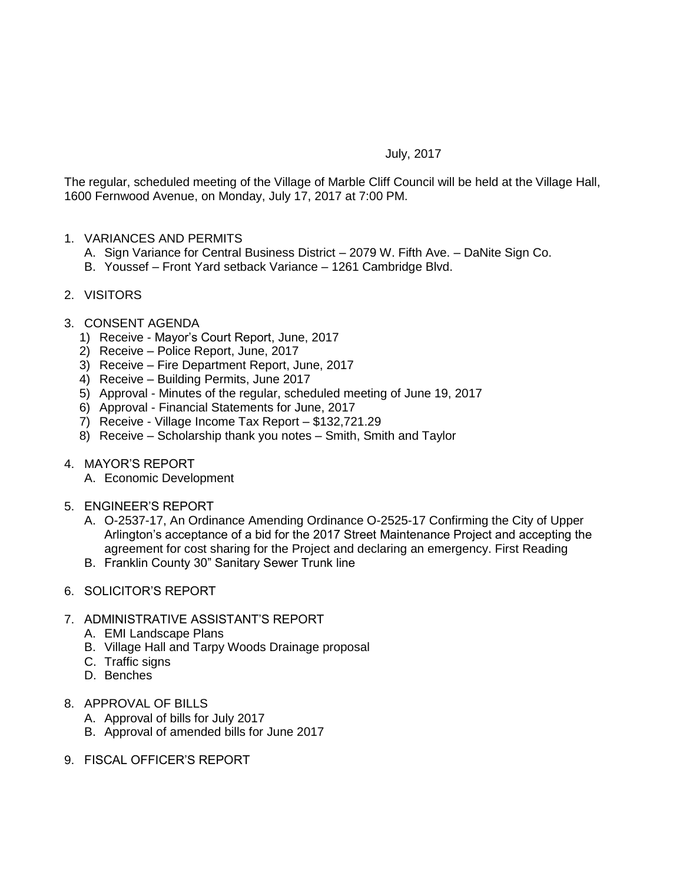July, 2017

The regular, scheduled meeting of the Village of Marble Cliff Council will be held at the Village Hall, 1600 Fernwood Avenue, on Monday, July 17, 2017 at 7:00 PM.

1. VARIANCES AND PERMITS
   - A. Sign Variance for Central Business District – 2079 W. Fifth Ave. – DaNite Sign Co.
   - B. Youssef – Front Yard setback Variance – 1261 Cambridge Blvd.

2. VISITORS

3. CONSENT AGENDA
   1) Receive - Mayor's Court Report, June, 2017
   2) Receive – Police Report, June, 2017
   3) Receive – Fire Department Report, June, 2017
   4) Receive – Building Permits, June 2017
   5) Approval - Minutes of the regular, scheduled meeting of June 19, 2017
   6) Approval - Financial Statements for June, 2017
   7) Receive - Village Income Tax Report – $132,721.29
   8) Receive – Scholarship thank you notes – Smith, Smith and Taylor

4. MAYOR'S REPORT
   - A. Economic Development

5. ENGINEER'S REPORT
   - A. O-2537-17, An Ordinance Amending Ordinance O-2525-17 Confirming the City of Upper Arlington's acceptance of a bid for the 2017 Street Maintenance Project and accepting the agreement for cost sharing for the Project and declaring an emergency. First Reading
   - B. Franklin County 30" Sanitary Sewer Trunk line

6. SOLICITOR'S REPORT

7. ADMINISTRATIVE ASSISTANT'S REPORT
   - A. EMI Landscape Plans
   - B. Village Hall and Tarpy Woods Drainage proposal
   - C. Traffic signs
   - D. Benches

8. APPROVAL OF BILLS
   - A. Approval of bills for July 2017
   - B. Approval of amended bills for June 2017

9. FISCAL OFFICER'S REPORT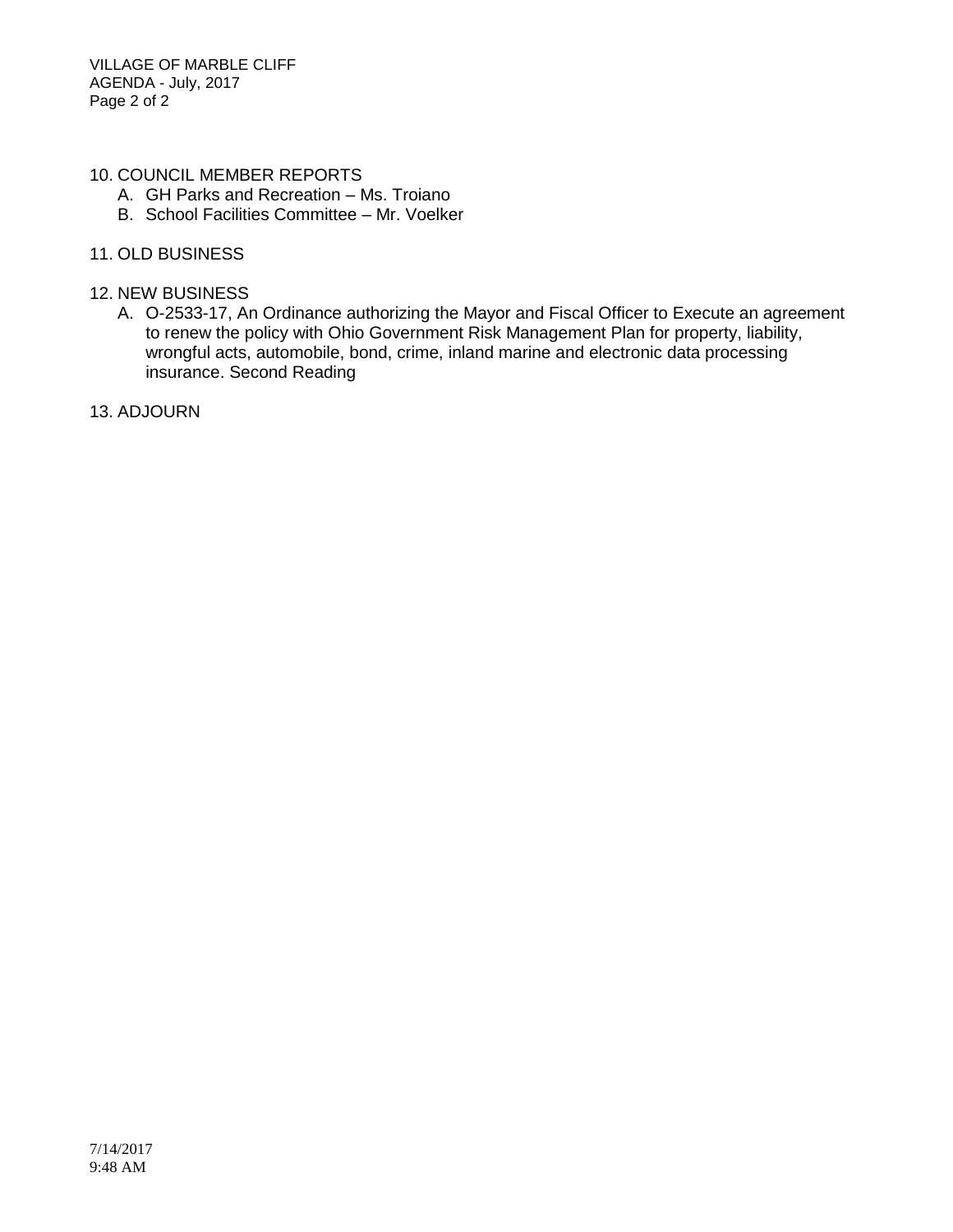10. COUNCIL MEMBER REPORTS
    A. GH Parks and Recreation – Ms. Troiano
    B. School Facilities Committee – Mr. Voelker

11. OLD BUSINESS

12. NEW BUSINESS
    A. O-2533-17, An Ordinance authorizing the Mayor and Fiscal Officer to Execute an agreement to renew the policy with Ohio Government Risk Management Plan for property, liability, wrongful acts, automobile, bond, crime, inland marine and electronic data processing insurance. Second Reading

13. ADJOURN

7/14/2017
9:48 AM